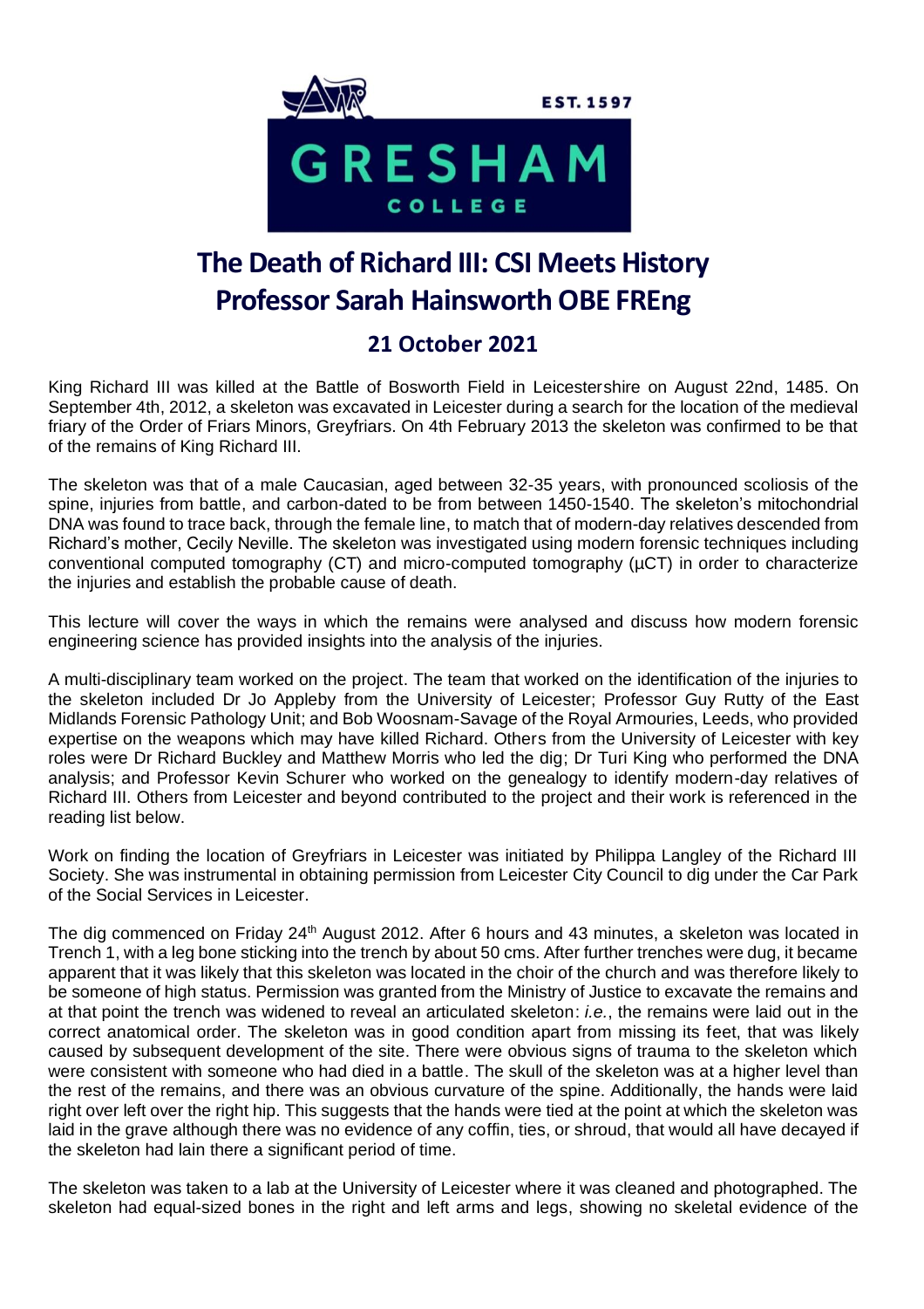# The Death of Richard III: CSI Meets History

# Professor Sarah Hainsworth OBE FREng

## 21 October 2021

King Richard III was killed at the Battle of Bosworth Field in Leicestershire on August 22nd, 1485. On September 4th, 2012, a skeleton was excavated in Leicester during a search for the location of the medieval friary of the Order of Friars Minors, Greyfriars. On 4th February 2013 the skeleton was confirmed to be that of the remains of King Richard III.

The skeleton was that of a male Caucasian, aged between 32-35 years, with pronounced scoliosis of the spine, injuries from battle, and carbon-dated to be from between 1450-1540. The skeleton's mitochondrial DNA was found to trace back, through the female line, to match that of modern-day relatives descended from Richard's mother, Cecily Neville. The skeleton was investigated using modern forensic techniques including conventional computed tomography (CT) and micro-computed tomography (µCT) in order to characterize the injuries and establish the probable cause of death.

This lecture will cover the ways in which the remains were analysed and discuss how modern forensic engineering science has provided insights into the analysis of the injuries.

A multi-disciplinary team worked on the project. The team that worked on the identification of the injuries to the skeleton included Dr Jo Appleby from the University of Leicester; Professor Guy Rutty of the East Midlands Forensic Pathology Unit; and Bob Woosnam-Savage of the Royal Armouries, Leeds, who provided expertise on the weapons which may have killed Richard. Others from the University of Leicester with key roles were Dr Richard Buckley and Matthew Morris who led the dig; Dr Turi King who performed the DNA analysis; and Professor Kevin Schurer who worked on the genealogy to identify modern-day relatives of Richard III. Others from Leicester and beyond contributed to the project and their work is referenced in the reading list below.

Work on finding the location of Greyfriars in Leicester was initiated by Philippa Langley of the Richard III Society. She was instrumental in obtaining permission from Leicester City Council to dig under the Car Park of the Social Services in Leicester.

The dig commenced on Friday 24th August 2012. After 6 hours and 43 minutes, a skeleton was located in Trench 1, with a leg bone sticking into the trench by about 50 cms. After further trenches were dug, it became apparent that it was likely that this skeleton was located in the choir of the church and was therefore likely to be someone of high status. Permission was granted from the Ministry of Justice to excavate the remains and at that point the trench was widened to reveal an articulated skeleton: *i.e.*, the remains were laid out in the correct anatomical order. The skeleton was in good condition apart from missing its feet, that was likely caused by subsequent development of the site. There were obvious signs of trauma to the skeleton which were consistent with someone who had died in a battle. The skull of the skeleton was at a higher level than the rest of the remains, and there was an obvious curvature of the spine. Additionally, the hands were laid right over left over the right hip. This suggests that the hands were tied at the point at which the skeleton was laid in the grave although there was no evidence of any coffin, ties, or shroud, that would all have decayed if the skeleton had lain there a significant period of time.

The skeleton was taken to a lab at the University of Leicester where it was cleaned and photographed. The skeleton had equal-sized bones in the right and left arms and legs, showing no skeletal evidence of the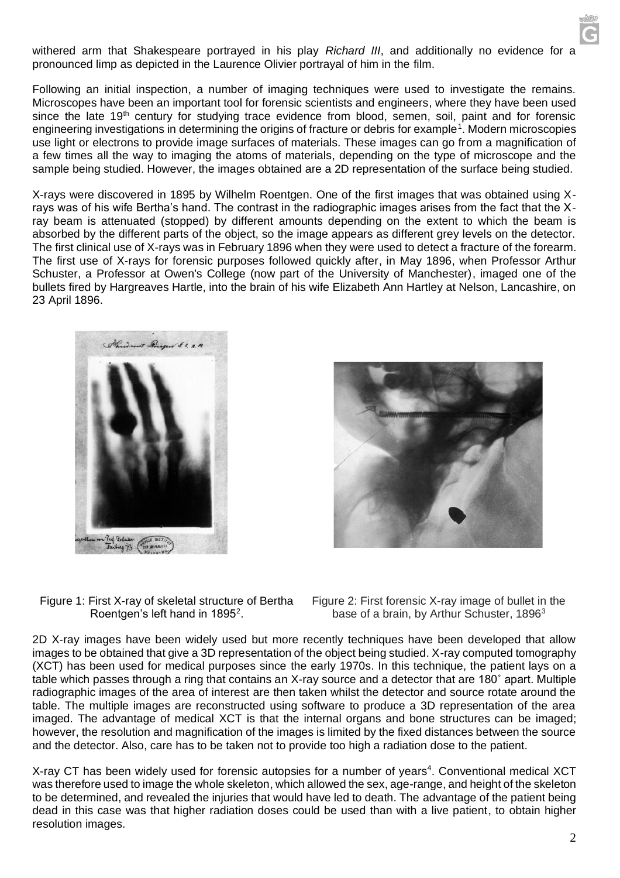withered arm that Shakespeare portrayed in his play *Richard III*, and additionally no evidence for a pronounced limp as depicted in the Laurence Olivier portrayal of him in the film.

Following an initial inspection, a number of imaging techniques were used to investigate the remains. Microscopes have been an important tool for forensic scientists and engineers, where they have been used since the late 19th century for studying trace evidence from blood, semen, soil, paint and for forensic engineering investigations in determining the origins of fracture or debris for example[1]. Modern microscopies use light or electrons to provide image surfaces of materials. These images can go from a magnification of a few times all the way to imaging the atoms of materials, depending on the type of microscope and the sample being studied. However, the images obtained are a 2D representation of the surface being studied.

X-rays were discovered in 1895 by Wilhelm Roentgen. One of the first images that was obtained using X-rays was of his wife Bertha's hand. The contrast in the radiographic images arises from the fact that the X-ray beam is attenuated (stopped) by different amounts depending on the extent to which the beam is absorbed by the different parts of the object, so the image appears as different grey levels on the detector. The first clinical use of X-rays was in February 1896 when they were used to detect a fracture of the forearm. The first use of X-rays for forensic purposes followed quickly after, in May 1896, when Professor Arthur Schuster, a Professor at Owen's College (now part of the University of Manchester), imaged one of the bullets fired by Hargreaves Hartle, into the brain of his wife Elizabeth Ann Hartley at Nelson, Lancashire, on 23 April 1896.

Figure 1: First X-ray of skeletal structure of Bertha Roentgen's left hand in 1895[2].

Figure 2: First forensic X-ray image of bullet in the base of a brain, by Arthur Schuster, 1896[3]

2D X-ray images have been widely used but more recently techniques have been developed that allow images to be obtained that give a 3D representation of the object being studied. X-ray computed tomography (XCT) has been used for medical purposes since the early 1970s. In this technique, the patient lays on a table which passes through a ring that contains an X-ray source and a detector that are 180˚ apart. Multiple radiographic images of the area of interest are then taken whilst the detector and source rotate around the table. The multiple images are reconstructed using software to produce a 3D representation of the area imaged. The advantage of medical XCT is that the internal organs and bone structures can be imaged; however, the resolution and magnification of the images is limited by the fixed distances between the source and the detector. Also, care has to be taken not to provide too high a radiation dose to the patient.

X-ray CT has been widely used for forensic autopsies for a number of years[4]. Conventional medical XCT was therefore used to image the whole skeleton, which allowed the sex, age-range, and height of the skeleton to be determined, and revealed the injuries that would have led to death. The advantage of the patient being dead in this case was that higher radiation doses could be used than with a live patient, to obtain higher resolution images.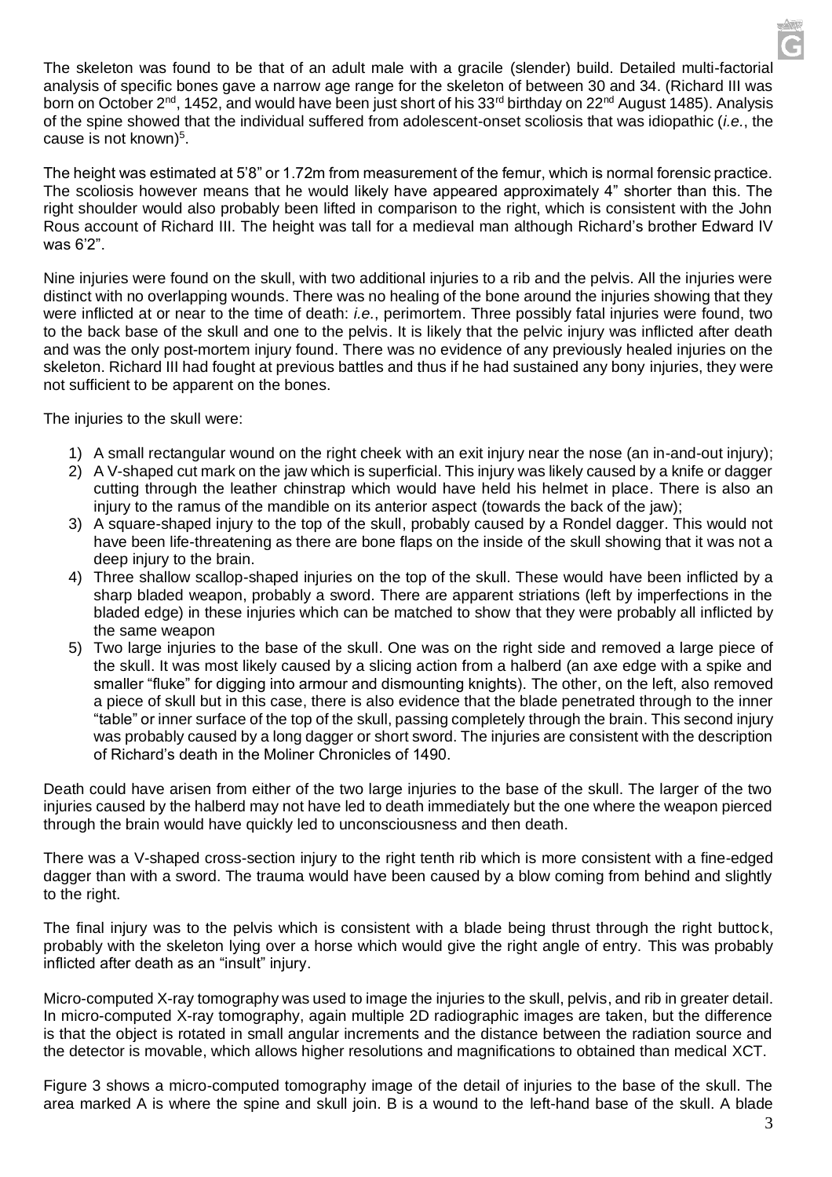The skeleton was found to be that of an adult male with a gracile (slender) build. Detailed multi-factorial analysis of specific bones gave a narrow age range for the skeleton of between 30 and 34. (Richard III was born on October 2nd, 1452, and would have been just short of his 33rd birthday on 22nd August 1485). Analysis of the spine showed that the individual suffered from adolescent-onset scoliosis that was idiopathic (*i.e.*, the cause is not known)[5].

The height was estimated at 5'8" or 1.72m from measurement of the femur, which is normal forensic practice. The scoliosis however means that he would likely have appeared approximately 4" shorter than this. The right shoulder would also probably been lifted in comparison to the right, which is consistent with the John Rous account of Richard III. The height was tall for a medieval man although Richard's brother Edward IV was 6'2".

Nine injuries were found on the skull, with two additional injuries to a rib and the pelvis. All the injuries were distinct with no overlapping wounds. There was no healing of the bone around the injuries showing that they were inflicted at or near to the time of death: *i.e.*, perimortem. Three possibly fatal injuries were found, two to the back base of the skull and one to the pelvis. It is likely that the pelvic injury was inflicted after death and was the only post-mortem injury found. There was no evidence of any previously healed injuries on the skeleton. Richard III had fought at previous battles and thus if he had sustained any bony injuries, they were not sufficient to be apparent on the bones.

The injuries to the skull were:

1) A small rectangular wound on the right cheek with an exit injury near the nose (an in-and-out injury);
2) A V-shaped cut mark on the jaw which is superficial. This injury was likely caused by a knife or dagger cutting through the leather chinstrap which would have held his helmet in place. There is also an injury to the ramus of the mandible on its anterior aspect (towards the back of the jaw);
3) A square-shaped injury to the top of the skull, probably caused by a Rondel dagger. This would not have been life-threatening as there are bone flaps on the inside of the skull showing that it was not a deep injury to the brain.
4) Three shallow scallop-shaped injuries on the top of the skull. These would have been inflicted by a sharp bladed weapon, probably a sword. There are apparent striations (left by imperfections in the bladed edge) in these injuries which can be matched to show that they were probably all inflicted by the same weapon
5) Two large injuries to the base of the skull. One was on the right side and removed a large piece of the skull. It was most likely caused by a slicing action from a halberd (an axe edge with a spike and smaller "fluke" for digging into armour and dismounting knights). The other, on the left, also removed a piece of skull but in this case, there is also evidence that the blade penetrated through to the inner "table" or inner surface of the top of the skull, passing completely through the brain. This second injury was probably caused by a long dagger or short sword. The injuries are consistent with the description of Richard's death in the Moliner Chronicles of 1490.

Death could have arisen from either of the two large injuries to the base of the skull. The larger of the two injuries caused by the halberd may not have led to death immediately but the one where the weapon pierced through the brain would have quickly led to unconsciousness and then death.

There was a V-shaped cross-section injury to the right tenth rib which is more consistent with a fine-edged dagger than with a sword. The trauma would have been caused by a blow coming from behind and slightly to the right.

The final injury was to the pelvis which is consistent with a blade being thrust through the right buttock, probably with the skeleton lying over a horse which would give the right angle of entry. This was probably inflicted after death as an "insult" injury.

Micro-computed X-ray tomography was used to image the injuries to the skull, pelvis, and rib in greater detail. In micro-computed X-ray tomography, again multiple 2D radiographic images are taken, but the difference is that the object is rotated in small angular increments and the distance between the radiation source and the detector is movable, which allows higher resolutions and magnifications to obtained than medical XCT.

Figure 3 shows a micro-computed tomography image of the detail of injuries to the base of the skull. The area marked A is where the spine and skull join. B is a wound to the left-hand base of the skull. A blade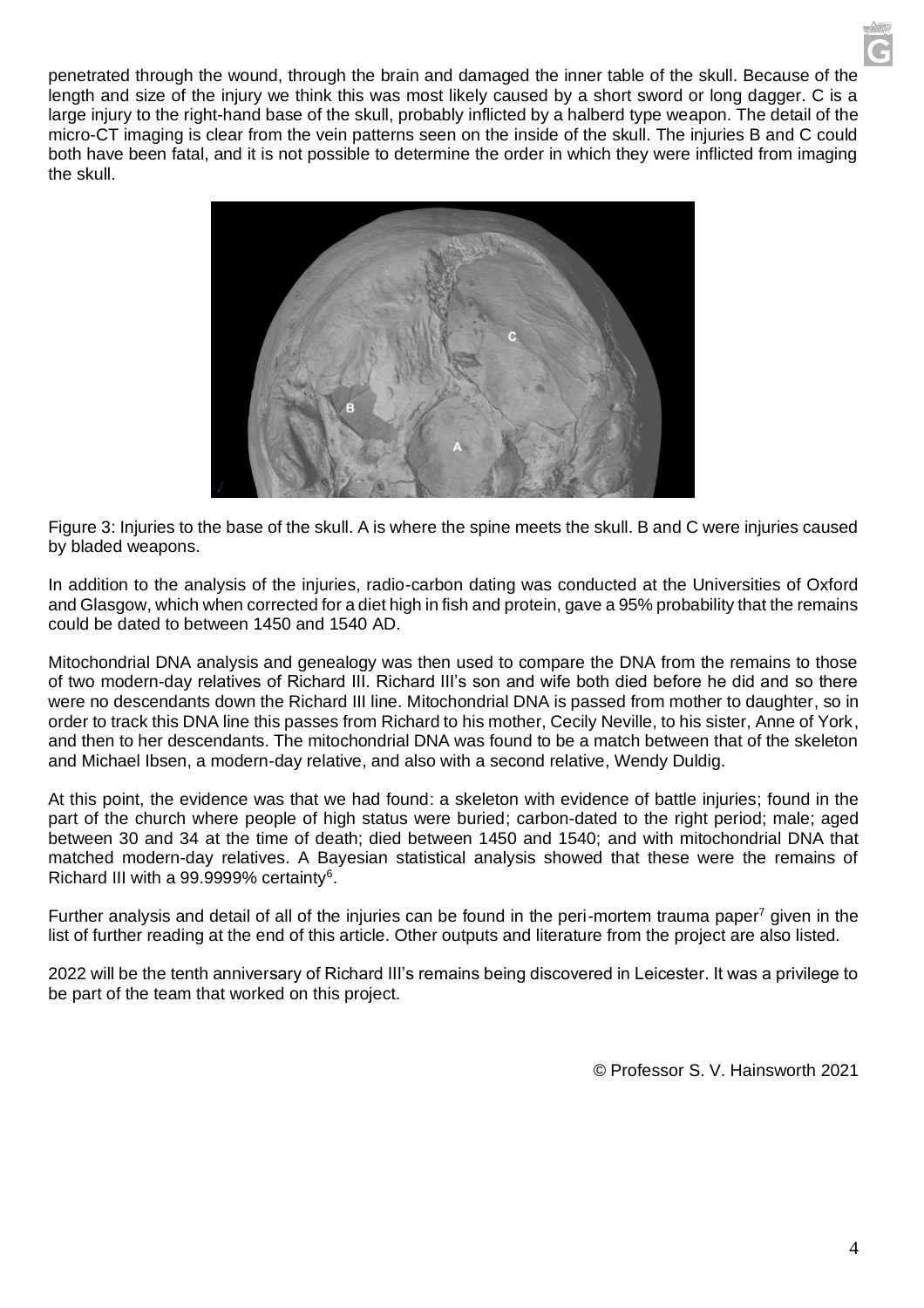penetrated through the wound, through the brain and damaged the inner table of the skull. Because of the length and size of the injury we think this was most likely caused by a short sword or long dagger. C is a large injury to the right-hand base of the skull, probably inflicted by a halberd type weapon. The detail of the micro-CT imaging is clear from the vein patterns seen on the inside of the skull. The injuries B and C could both have been fatal, and it is not possible to determine the order in which they were inflicted from imaging the skull.

Figure 3: Injuries to the base of the skull. A is where the spine meets the skull. B and C were injuries caused by bladed weapons.

In addition to the analysis of the injuries, radio-carbon dating was conducted at the Universities of Oxford and Glasgow, which when corrected for a diet high in fish and protein, gave a 95% probability that the remains could be dated to between 1450 and 1540 AD.

Mitochondrial DNA analysis and genealogy was then used to compare the DNA from the remains to those of two modern-day relatives of Richard III. Richard III's son and wife both died before he did and so there were no descendants down the Richard III line. Mitochondrial DNA is passed from mother to daughter, so in order to track this DNA line this passes from Richard to his mother, Cecily Neville, to his sister, Anne of York, and then to her descendants. The mitochondrial DNA was found to be a match between that of the skeleton and Michael Ibsen, a modern-day relative, and also with a second relative, Wendy Duldig.

At this point, the evidence was that we had found: a skeleton with evidence of battle injuries; found in the part of the church where people of high status were buried; carbon-dated to the right period; male; aged between 30 and 34 at the time of death; died between 1450 and 1540; and with mitochondrial DNA that matched modern-day relatives. A Bayesian statistical analysis showed that these were the remains of Richard III with a 99.9999% certainty[6].

Further analysis and detail of all of the injuries can be found in the peri-mortem trauma paper[7] given in the list of further reading at the end of this article. Other outputs and literature from the project are also listed.

2022 will be the tenth anniversary of Richard III's remains being discovered in Leicester. It was a privilege to be part of the team that worked on this project.

© Professor S. V. Hainsworth 2021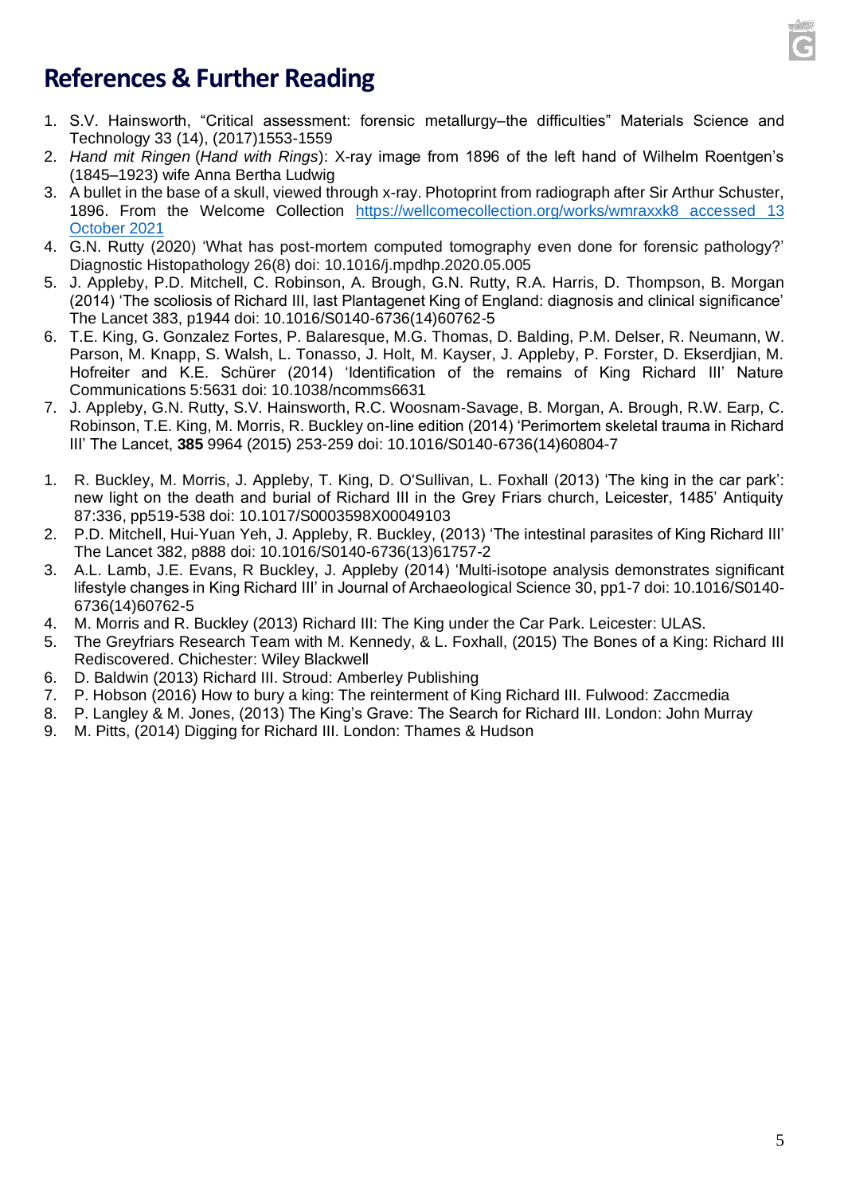## References & Further Reading

1. S.V. Hainsworth, "Critical assessment: forensic metallurgy–the difficulties" Materials Science and Technology 33 (14), (2017)1553-1559
2. *Hand mit Ringen* (*Hand with Rings*): X-ray image from 1896 of the left hand of Wilhelm Roentgen's (1845–1923) wife Anna Bertha Ludwig
3. A bullet in the base of a skull, viewed through x-ray. Photoprint from radiograph after Sir Arthur Schuster, 1896. From the Welcome Collection https://wellcomecollection.org/works/wmraxxk8 accessed 13 October 2021
4. G.N. Rutty (2020) 'What has post-mortem computed tomography even done for forensic pathology?' Diagnostic Histopathology 26(8) doi: 10.1016/j.mpdhp.2020.05.005
5. J. Appleby, P.D. Mitchell, C. Robinson, A. Brough, G.N. Rutty, R.A. Harris, D. Thompson, B. Morgan (2014) 'The scoliosis of Richard III, last Plantagenet King of England: diagnosis and clinical significance' The Lancet 383, p1944 doi: 10.1016/S0140-6736(14)60762-5
6. T.E. King, G. Gonzalez Fortes, P. Balaresque, M.G. Thomas, D. Balding, P.M. Delser, R. Neumann, W. Parson, M. Knapp, S. Walsh, L. Tonasso, J. Holt, M. Kayser, J. Appleby, P. Forster, D. Ekserdjian, M. Hofreiter and K.E. Schürer (2014) 'Identification of the remains of King Richard III' Nature Communications 5:5631 doi: 10.1038/ncomms6631
7. J. Appleby, G.N. Rutty, S.V. Hainsworth, R.C. Woosnam-Savage, B. Morgan, A. Brough, R.W. Earp, C. Robinson, T.E. King, M. Morris, R. Buckley on-line edition (2014) 'Perimortem skeletal trauma in Richard III' The Lancet, **385** 9964 (2015) 253-259 doi: 10.1016/S0140-6736(14)60804-7

1. R. Buckley, M. Morris, J. Appleby, T. King, D. O'Sullivan, L. Foxhall (2013) 'The king in the car park': new light on the death and burial of Richard III in the Grey Friars church, Leicester, 1485' Antiquity 87:336, pp519-538 doi: 10.1017/S0003598X00049103
2. P.D. Mitchell, Hui-Yuan Yeh, J. Appleby, R. Buckley, (2013) 'The intestinal parasites of King Richard III' The Lancet 382, p888 doi: 10.1016/S0140-6736(13)61757-2
3. A.L. Lamb, J.E. Evans, R Buckley, J. Appleby (2014) 'Multi-isotope analysis demonstrates significant lifestyle changes in King Richard III' in Journal of Archaeological Science 30, pp1-7 doi: 10.1016/S0140-6736(14)60762-5
4. M. Morris and R. Buckley (2013) Richard III: The King under the Car Park. Leicester: ULAS.
5. The Greyfriars Research Team with M. Kennedy, & L. Foxhall, (2015) The Bones of a King: Richard III Rediscovered. Chichester: Wiley Blackwell
6. D. Baldwin (2013) Richard III. Stroud: Amberley Publishing
7. P. Hobson (2016) How to bury a king: The reinterment of King Richard III. Fulwood: Zaccmedia
8. P. Langley & M. Jones, (2013) The King's Grave: The Search for Richard III. London: John Murray
9. M. Pitts, (2014) Digging for Richard III. London: Thames & Hudson